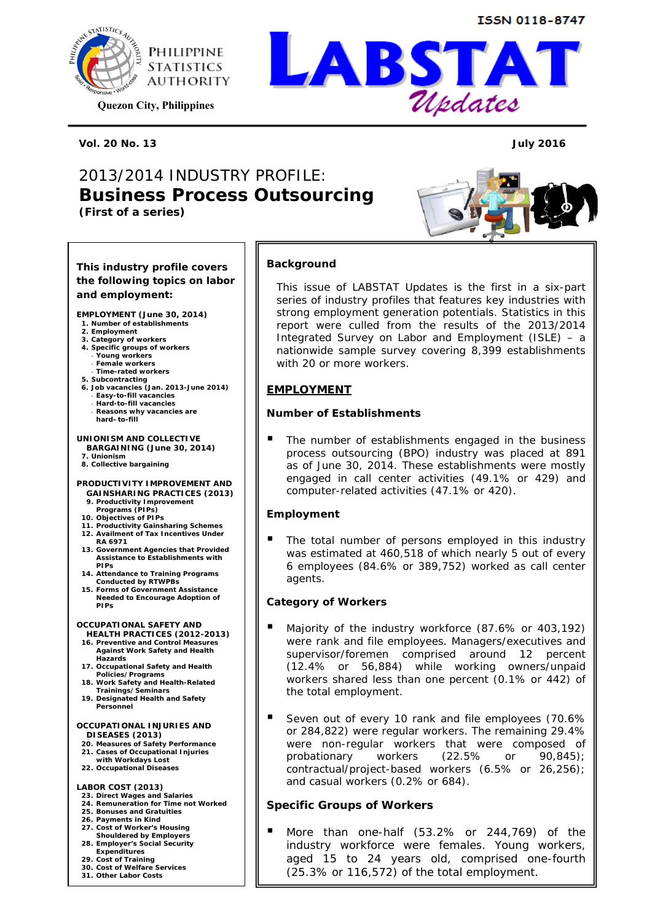ISSN 0118-8747

PHILIPPINE STATISTICS AUTHORITY

Quezon City, Philippines

# LABSTAT *Updates*

**Vol. 20 No. 13** **July 2016**

# 2013/2014 INDUSTRY PROFILE: **Business Process Outsourcing**

**(First of a series)**

**This industry profile covers the following topics on labor and employment:**

**EMPLOYMENT (June 30, 2014)**

1. Number of establishments
2. Employment
3. Category of workers
4. Specific groups of workers
   - Young workers
   - Female workers
   - Time-rated workers
5. Subcontracting
6. Job vacancies (Jan. 2013-June 2014)
   - Easy-to-fill vacancies
   - Hard-to-fill vacancies
   - Reasons why vacancies are hard-to-fill

**UNIONISM AND COLLECTIVE BARGAINING (June 30, 2014)**

7. Unionism
8. Collective bargaining

**PRODUCTIVITY IMPROVEMENT AND GAINSHARING PRACTICES (2013)**

9. Productivity Improvement Programs (PIPs)
10. Objectives of PIPs
11. Productivity Gainsharing Schemes
12. Availment of Tax Incentives Under RA 6971
13. Government Agencies that Provided Assistance to Establishments with PIPs
14. Attendance to Training Programs Conducted by RTWPBs
15. Forms of Government Assistance Needed to Encourage Adoption of PIPs

**OCCUPATIONAL SAFETY AND HEALTH PRACTICES (2012-2013)**

16. Preventive and Control Measures Against Work Safety and Health Hazards
17. Occupational Safety and Health Policies/Programs
18. Work Safety and Health-Related Trainings/Seminars
19. Designated Health and Safety Personnel

**OCCUPATIONAL INJURIES AND DISEASES (2013)**

20. Measures of Safety Performance
21. Cases of Occupational Injuries with Workdays Lost
22. Occupational Diseases

**LABOR COST (2013)**

23. Direct Wages and Salaries
24. Remuneration for Time not Worked
25. Bonuses and Gratuities
26. Payments in Kind
27. Cost of Worker's Housing Shouldered by Employers
28. Employer's Social Security Expenditures
29. Cost of Training
30. Cost of Welfare Services
31. Other Labor Costs

## Background

This issue of LABSTAT Updates is the first in a six-part series of industry profiles that features key industries with strong employment generation potentials. Statistics in this report were culled from the results of the 2013/2014 Integrated Survey on Labor and Employment (ISLE) – a nationwide sample survey covering 8,399 establishments with 20 or more workers.

## EMPLOYMENT

### Number of Establishments

- The number of establishments engaged in the business process outsourcing (BPO) industry was placed at 891 as of June 30, 2014. These establishments were mostly engaged in call center activities (49.1% or 429) and computer-related activities (47.1% or 420).

### Employment

- The total number of persons employed in this industry was estimated at 460,518 of which nearly 5 out of every 6 employees (84.6% or 389,752) worked as call center agents.

### Category of Workers

- Majority of the industry workforce (87.6% or 403,192) were rank and file employees. Managers/executives and supervisor/foremen comprised around 12 percent (12.4% or 56,884) while working owners/unpaid workers shared less than one percent (0.1% or 442) of the total employment.

- Seven out of every 10 rank and file employees (70.6% or 284,822) were regular workers. The remaining 29.4% were non-regular workers that were composed of probationary workers (22.5% or 90,845); contractual/project-based workers (6.5% or 26,256); and casual workers (0.2% or 684).

### Specific Groups of Workers

- More than one-half (53.2% or 244,769) of the industry workforce were females. Young workers, aged 15 to 24 years old, comprised one-fourth (25.3% or 116,572) of the total employment.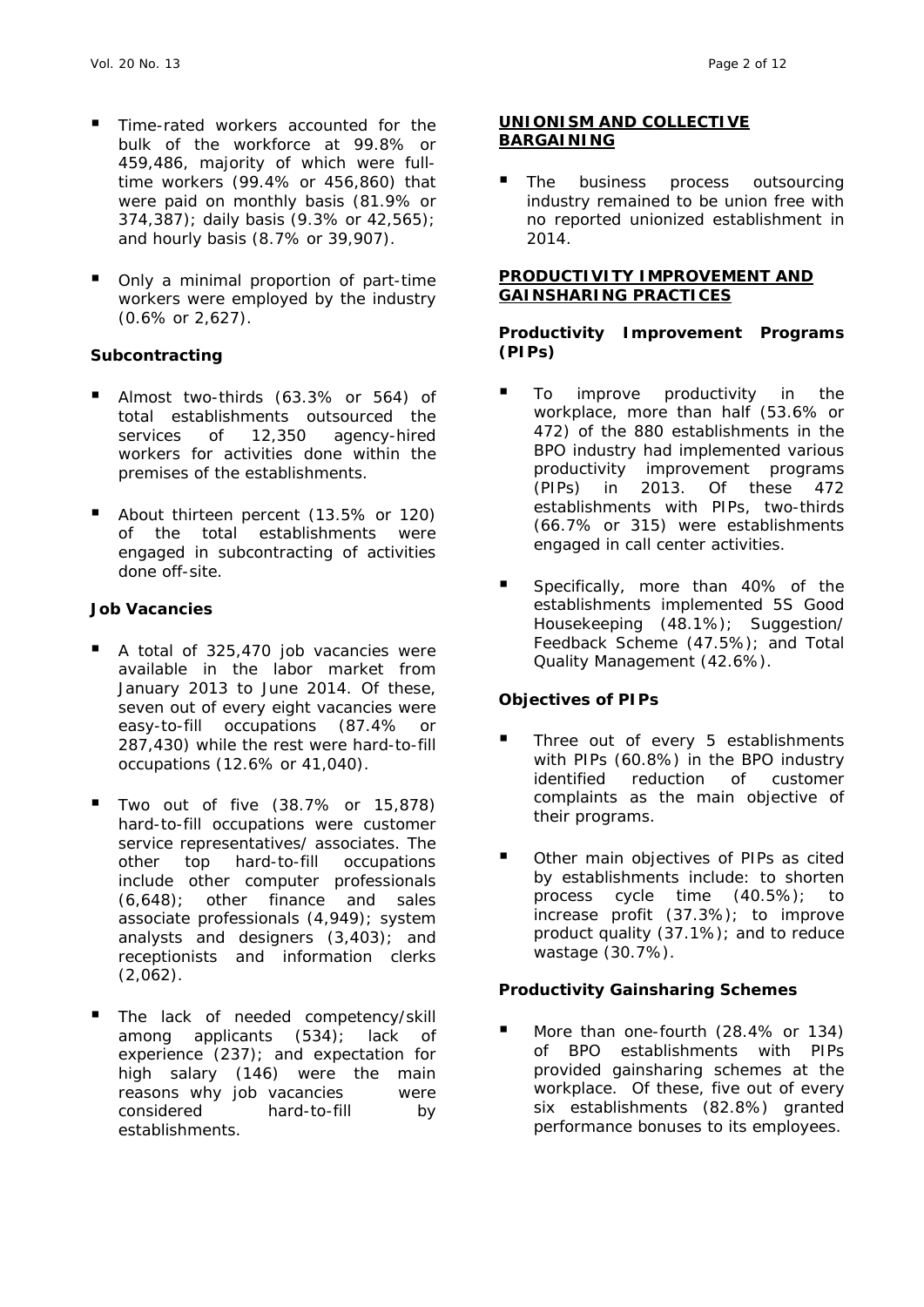- Time-rated workers accounted for the bulk of the workforce at 99.8% or 459,486, majority of which were full-time workers (99.4% or 456,860) that were paid on monthly basis (81.9% or 374,387); daily basis (9.3% or 42,565); and hourly basis (8.7% or 39,907).

- Only a minimal proportion of part-time workers were employed by the industry (0.6% or 2,627).

### Subcontracting

- Almost two-thirds (63.3% or 564) of total establishments outsourced the services of 12,350 agency-hired workers for activities done within the premises of the establishments.

- About thirteen percent (13.5% or 120) of the total establishments were engaged in subcontracting of activities done off-site.

### Job Vacancies

- A total of 325,470 job vacancies were available in the labor market from January 2013 to June 2014. Of these, seven out of every eight vacancies were easy-to-fill occupations (87.4% or 287,430) while the rest were hard-to-fill occupations (12.6% or 41,040).

- Two out of five (38.7% or 15,878) hard-to-fill occupations were customer service representatives/ associates. The other top hard-to-fill occupations include other computer professionals (6,648); other finance and sales associate professionals (4,949); system analysts and designers (3,403); and receptionists and information clerks (2,062).

- The lack of needed competency/skill among applicants (534); lack of experience (237); and expectation for high salary (146) were the main reasons why job vacancies were considered hard-to-fill by establishments.

## UNIONISM AND COLLECTIVE BARGAINING

- The business process outsourcing industry remained to be union free with no reported unionized establishment in 2014.

## PRODUCTIVITY IMPROVEMENT AND GAINSHARING PRACTICES

### Productivity Improvement Programs (PIPs)

- To improve productivity in the workplace, more than half (53.6% or 472) of the 880 establishments in the BPO industry had implemented various productivity improvement programs (PIPs) in 2013. Of these 472 establishments with PIPs, two-thirds (66.7% or 315) were establishments engaged in call center activities.

- Specifically, more than 40% of the establishments implemented 5S Good Housekeeping (48.1%); Suggestion/ Feedback Scheme (47.5%); and Total Quality Management (42.6%).

### Objectives of PIPs

- Three out of every 5 establishments with PIPs (60.8%) in the BPO industry identified reduction of customer complaints as the main objective of their programs.

- Other main objectives of PIPs as cited by establishments include: to shorten process cycle time (40.5%); to increase profit (37.3%); to improve product quality (37.1%); and to reduce wastage (30.7%).

### Productivity Gainsharing Schemes

- More than one-fourth (28.4% or 134) of BPO establishments with PIPs provided gainsharing schemes at the workplace. Of these, five out of every six establishments (82.8%) granted performance bonuses to its employees.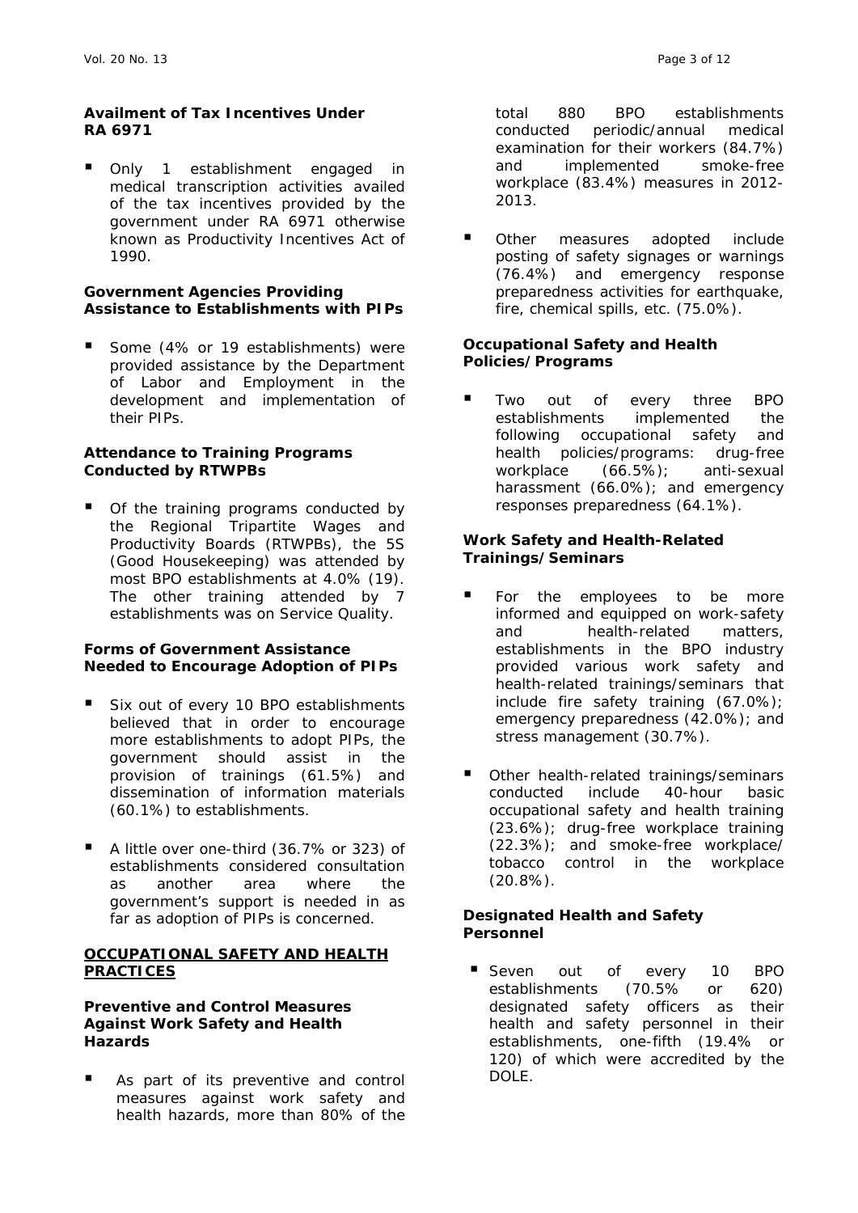### Availment of Tax Incentives Under RA 6971

- Only 1 establishment engaged in medical transcription activities availed of the tax incentives provided by the government under RA 6971 otherwise known as Productivity Incentives Act of 1990.

### Government Agencies Providing Assistance to Establishments with PIPs

- Some (4% or 19 establishments) were provided assistance by the Department of Labor and Employment in the development and implementation of their PIPs.

### Attendance to Training Programs Conducted by RTWPBs

- Of the training programs conducted by the Regional Tripartite Wages and Productivity Boards (RTWPBs), the 5S (Good Housekeeping) was attended by most BPO establishments at 4.0% (19). The other training attended by 7 establishments was on Service Quality.

### Forms of Government Assistance Needed to Encourage Adoption of PIPs

- Six out of every 10 BPO establishments believed that in order to encourage more establishments to adopt PIPs, the government should assist in the provision of trainings (61.5%) and dissemination of information materials (60.1%) to establishments.

- A little over one-third (36.7% or 323) of establishments considered consultation as another area where the government's support is needed in as far as adoption of PIPs is concerned.

## OCCUPATIONAL SAFETY AND HEALTH PRACTICES

### Preventive and Control Measures Against Work Safety and Health Hazards

- As part of its preventive and control measures against work safety and health hazards, more than 80% of the total 880 BPO establishments conducted periodic/annual medical examination for their workers (84.7%) and implemented smoke-free workplace (83.4%) measures in 2012-2013.

- Other measures adopted include posting of safety signages or warnings (76.4%) and emergency response preparedness activities for earthquake, fire, chemical spills, etc. (75.0%).

### Occupational Safety and Health Policies/Programs

- Two out of every three BPO establishments implemented the following occupational safety and health policies/programs: drug-free workplace (66.5%); anti-sexual harassment (66.0%); and emergency responses preparedness (64.1%).

### Work Safety and Health-Related Trainings/Seminars

- For the employees to be more informed and equipped on work-safety and health-related matters, establishments in the BPO industry provided various work safety and health-related trainings/seminars that include fire safety training (67.0%); emergency preparedness (42.0%); and stress management (30.7%).

- Other health-related trainings/seminars conducted include 40-hour basic occupational safety and health training (23.6%); drug-free workplace training (22.3%); and smoke-free workplace/ tobacco control in the workplace (20.8%).

### Designated Health and Safety Personnel

- Seven out of every 10 BPO establishments (70.5% or 620) designated safety officers as their health and safety personnel in their establishments, one-fifth (19.4% or 120) of which were accredited by the DOLE.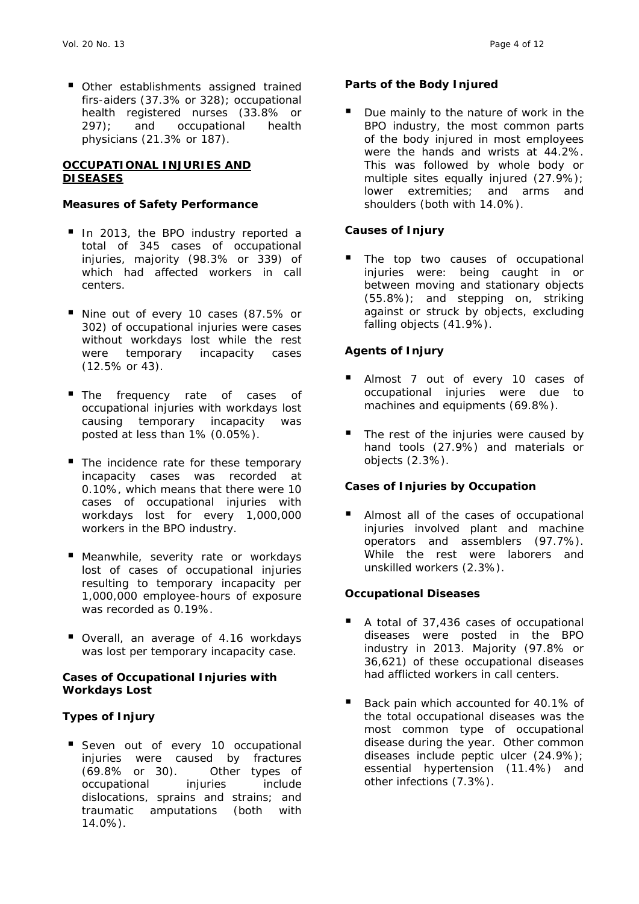- Other establishments assigned trained firs-aiders (37.3% or 328); occupational health registered nurses (33.8% or 297); and occupational health physicians (21.3% or 187).

## OCCUPATIONAL INJURIES AND DISEASES

### Measures of Safety Performance

- In 2013, the BPO industry reported a total of 345 cases of occupational injuries, majority (98.3% or 339) of which had affected workers in call centers.

- Nine out of every 10 cases (87.5% or 302) of occupational injuries were cases without workdays lost while the rest were temporary incapacity cases (12.5% or 43).

- The frequency rate of cases of occupational injuries with workdays lost causing temporary incapacity was posted at less than 1% (0.05%).

- The incidence rate for these temporary incapacity cases was recorded at 0.10%, which means that there were 10 cases of occupational injuries with workdays lost for every 1,000,000 workers in the BPO industry.

- Meanwhile, severity rate or workdays lost of cases of occupational injuries resulting to temporary incapacity per 1,000,000 employee-hours of exposure was recorded as 0.19%.

- Overall, an average of 4.16 workdays was lost per temporary incapacity case.

### Cases of Occupational Injuries with Workdays Lost

### Types of Injury

- Seven out of every 10 occupational injuries were caused by fractures (69.8% or 30). Other types of occupational injuries include dislocations, sprains and strains; and traumatic amputations (both with 14.0%).

### Parts of the Body Injured

- Due mainly to the nature of work in the BPO industry, the most common parts of the body injured in most employees were the hands and wrists at 44.2%. This was followed by whole body or multiple sites equally injured (27.9%); lower extremities; and arms and shoulders (both with 14.0%).

### Causes of Injury

- The top two causes of occupational injuries were: being caught in or between moving and stationary objects (55.8%); and stepping on, striking against or struck by objects, excluding falling objects (41.9%).

### Agents of Injury

- Almost 7 out of every 10 cases of occupational injuries were due to machines and equipments (69.8%).

- The rest of the injuries were caused by hand tools (27.9%) and materials or objects (2.3%).

### Cases of Injuries by Occupation

- Almost all of the cases of occupational injuries involved plant and machine operators and assemblers (97.7%). While the rest were laborers and unskilled workers (2.3%).

### Occupational Diseases

- A total of 37,436 cases of occupational diseases were posted in the BPO industry in 2013. Majority (97.8% or 36,621) of these occupational diseases had afflicted workers in call centers.

- Back pain which accounted for 40.1% of the total occupational diseases was the most common type of occupational disease during the year. Other common diseases include peptic ulcer (24.9%); essential hypertension (11.4%) and other infections (7.3%).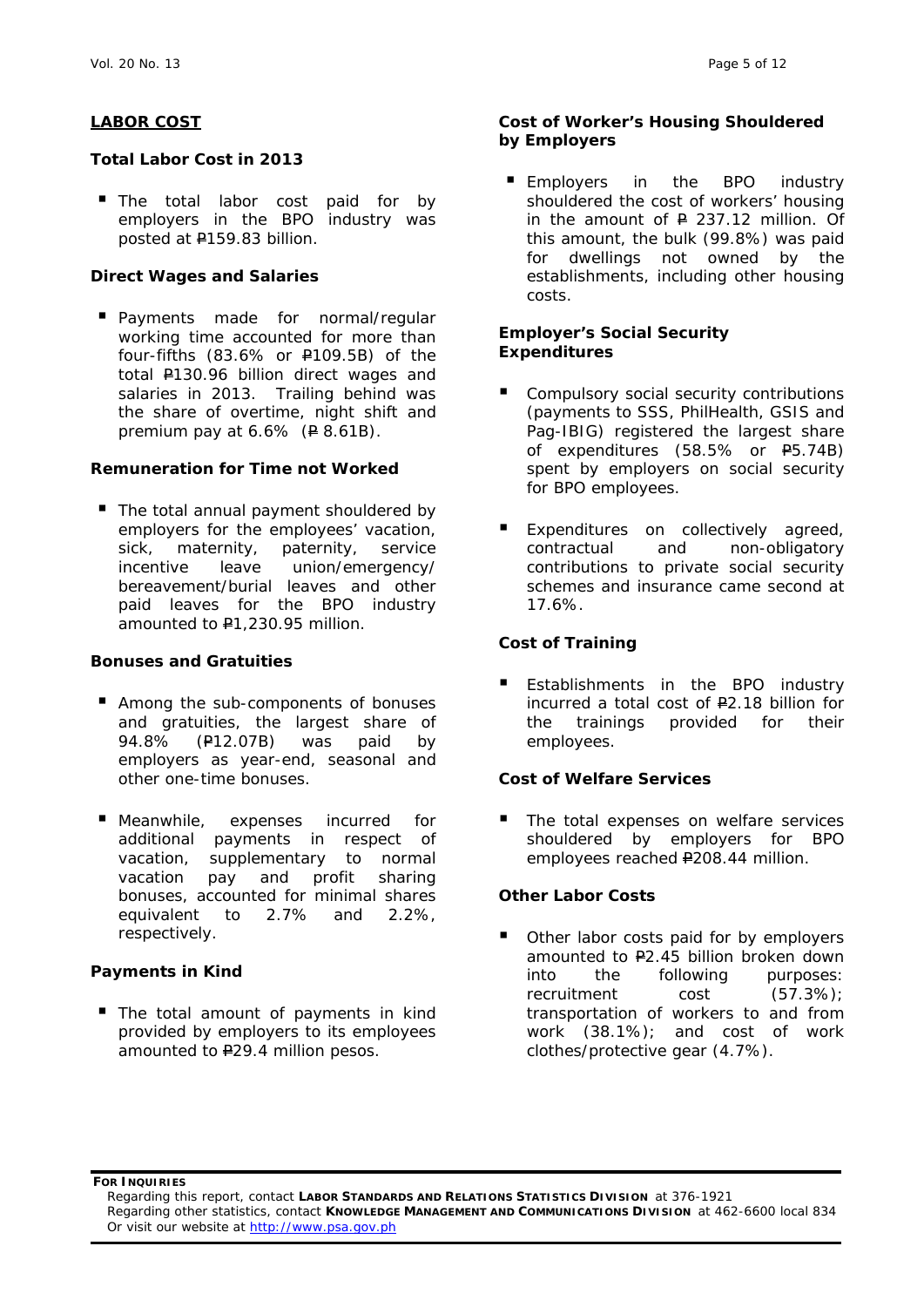## LABOR COST

### Total Labor Cost in 2013

- The total labor cost paid for by employers in the BPO industry was posted at ₱159.83 billion.

### Direct Wages and Salaries

- Payments made for normal/regular working time accounted for more than four-fifths (83.6% or ₱109.5B) of the total ₱130.96 billion direct wages and salaries in 2013. Trailing behind was the share of overtime, night shift and premium pay at 6.6% (₱ 8.61B).

### Remuneration for Time not Worked

- The total annual payment shouldered by employers for the employees' vacation, sick, maternity, paternity, service incentive leave union/emergency/ bereavement/burial leaves and other paid leaves for the BPO industry amounted to ₱1,230.95 million.

### Bonuses and Gratuities

- Among the sub-components of bonuses and gratuities, the largest share of 94.8% (₱12.07B) was paid by employers as year-end, seasonal and other one-time bonuses.

- Meanwhile, expenses incurred for additional payments in respect of vacation, supplementary to normal vacation pay and profit sharing bonuses, accounted for minimal shares equivalent to 2.7% and 2.2%, respectively.

### Payments in Kind

- The total amount of payments in kind provided by employers to its employees amounted to ₱29.4 million pesos.

### Cost of Worker's Housing Shouldered by Employers

- Employers in the BPO industry shouldered the cost of workers' housing in the amount of ₱ 237.12 million. Of this amount, the bulk (99.8%) was paid for dwellings not owned by the establishments, including other housing costs.

### Employer's Social Security Expenditures

- Compulsory social security contributions (payments to SSS, PhilHealth, GSIS and Pag-IBIG) registered the largest share of expenditures (58.5% or ₱5.74B) spent by employers on social security for BPO employees.

- Expenditures on collectively agreed, contractual and non-obligatory contributions to private social security schemes and insurance came second at 17.6%.

### Cost of Training

- Establishments in the BPO industry incurred a total cost of ₱2.18 billion for the trainings provided for their employees.

### Cost of Welfare Services

- The total expenses on welfare services shouldered by employers for BPO employees reached ₱208.44 million.

### Other Labor Costs

- Other labor costs paid for by employers amounted to ₱2.45 billion broken down into the following purposes: recruitment cost (57.3%); transportation of workers to and from work (38.1%); and cost of work clothes/protective gear (4.7%).

**FOR INQUIRIES**
Regarding this report, contact **LABOR STANDARDS AND RELATIONS STATISTICS DIVISION** at 376-1921
Regarding other statistics, contact **KNOWLEDGE MANAGEMENT AND COMMUNICATIONS DIVISION** at 462-6600 local 834
Or visit our website at http://www.psa.gov.ph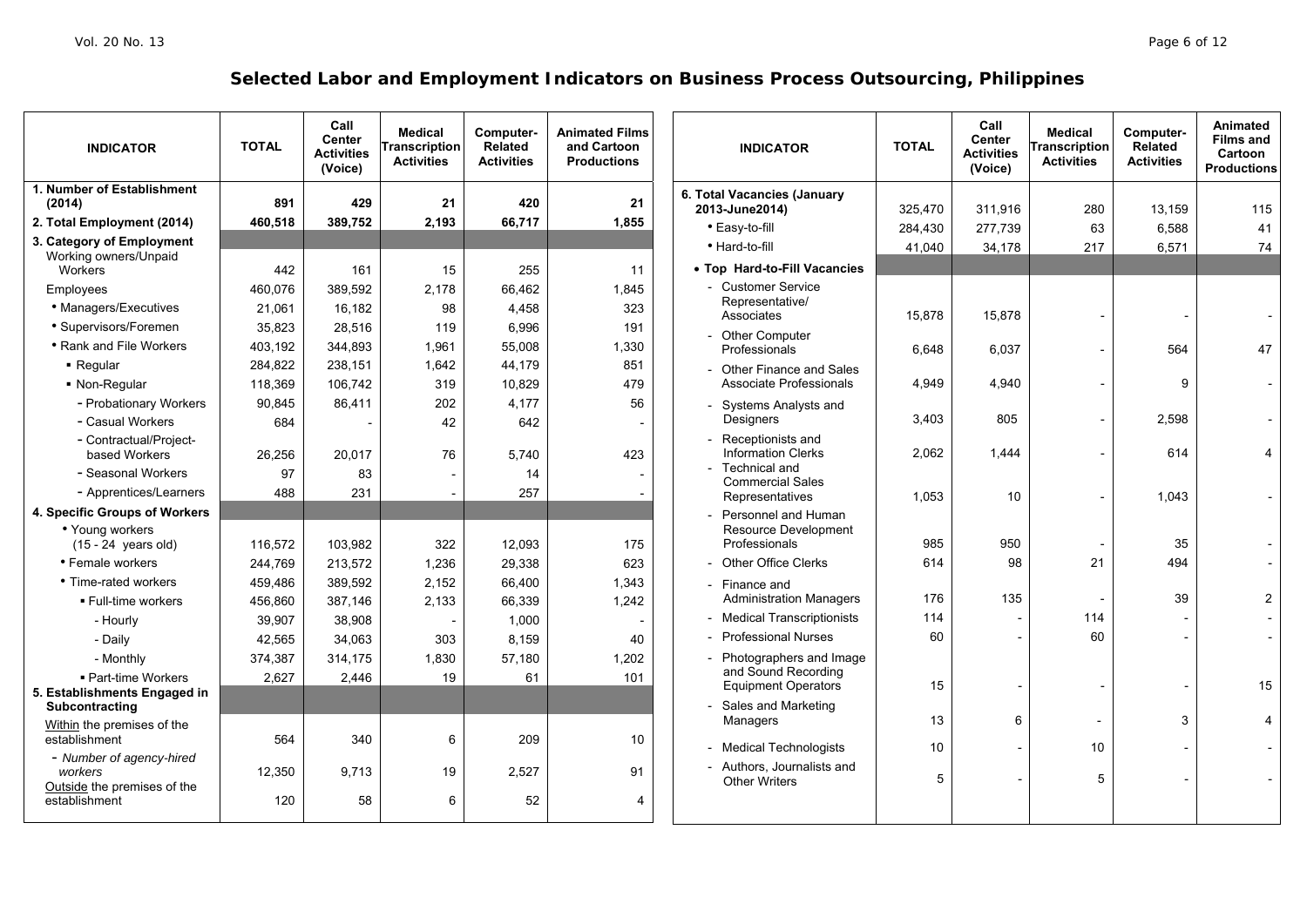## Selected Labor and Employment Indicators on Business Process Outsourcing, Philippines

| INDICATOR | TOTAL | Call Center Activities (Voice) | Medical Transcription Activities | Computer-Related Activities | Animated Films and Cartoon Productions |
|---|---|---|---|---|---|
| **1. Number of Establishment (2014)** | **891** | **429** | **21** | **420** | **21** |
| **2. Total Employment (2014)** | **460,518** | **389,752** | **2,193** | **66,717** | **1,855** |
| **3. Category of Employment** | | | | | |
| Working owners/Unpaid Workers | 442 | 161 | 15 | 255 | 11 |
| Employees | 460,076 | 389,592 | 2,178 | 66,462 | 1,845 |
| • Managers/Executives | 21,061 | 16,182 | 98 | 4,458 | 323 |
| • Supervisors/Foremen | 35,823 | 28,516 | 119 | 6,996 | 191 |
| • Rank and File Workers | 403,192 | 344,893 | 1,961 | 55,008 | 1,330 |
| ▪ Regular | 284,822 | 238,151 | 1,642 | 44,179 | 851 |
| ▪ Non-Regular | 118,369 | 106,742 | 319 | 10,829 | 479 |
| - Probationary Workers | 90,845 | 86,411 | 202 | 4,177 | 56 |
| - Casual Workers | 684 | - | 42 | 642 | - |
| - Contractual/Project-based Workers | 26,256 | 20,017 | 76 | 5,740 | 423 |
| - Seasonal Workers | 97 | 83 | - | 14 | - |
| - Apprentices/Learners | 488 | 231 | - | 257 | - |
| **4. Specific Groups of Workers** | | | | | |
| • Young workers (15 - 24 years old) | 116,572 | 103,982 | 322 | 12,093 | 175 |
| • Female workers | 244,769 | 213,572 | 1,236 | 29,338 | 623 |
| • Time-rated workers | 459,486 | 389,592 | 2,152 | 66,400 | 1,343 |
| ▪ Full-time workers | 456,860 | 387,146 | 2,133 | 66,339 | 1,242 |
| - Hourly | 39,907 | 38,908 | - | 1,000 | - |
| - Daily | 42,565 | 34,063 | 303 | 8,159 | 40 |
| - Monthly | 374,387 | 314,175 | 1,830 | 57,180 | 1,202 |
| ▪ Part-time Workers | 2,627 | 2,446 | 19 | 61 | 101 |
| **5. Establishments Engaged in Subcontracting** | | | | | |
| Within the premises of the establishment | 564 | 340 | 6 | 209 | 10 |
| - *Number of agency-hired workers* | 12,350 | 9,713 | 19 | 2,527 | 91 |
| Outside the premises of the establishment | 120 | 58 | 6 | 52 | 4 |

| INDICATOR | TOTAL | Call Center Activities (Voice) | Medical Transcription Activities | Computer-Related Activities | Animated Films and Cartoon Productions |
|---|---|---|---|---|---|
| **6. Total Vacancies (January 2013-June2014)** | 325,470 | 311,916 | 280 | 13,159 | 115 |
| • Easy-to-fill | 284,430 | 277,739 | 63 | 6,588 | 41 |
| • Hard-to-fill | 41,040 | 34,178 | 217 | 6,571 | 74 |
| **• Top Hard-to-Fill Vacancies** | | | | | |
| - Customer Service Representative/ Associates | 15,878 | 15,878 | - | - | - |
| - Other Computer Professionals | 6,648 | 6,037 | - | 564 | 47 |
| - Other Finance and Sales Associate Professionals | 4,949 | 4,940 | - | 9 | - |
| - Systems Analysts and Designers | 3,403 | 805 | - | 2,598 | - |
| - Receptionists and Information Clerks | 2,062 | 1,444 | - | 614 | 4 |
| - Technical and Commercial Sales Representatives | 1,053 | 10 | - | 1,043 | - |
| - Personnel and Human Resource Development Professionals | 985 | 950 | - | 35 | - |
| - Other Office Clerks | 614 | 98 | 21 | 494 | - |
| - Finance and Administration Managers | 176 | 135 | - | 39 | 2 |
| - Medical Transcriptionists | 114 | - | 114 | - | - |
| - Professional Nurses | 60 | - | 60 | - | - |
| - Photographers and Image and Sound Recording Equipment Operators | 15 | - | - | - | 15 |
| - Sales and Marketing Managers | 13 | 6 | - | 3 | 4 |
| - Medical Technologists | 10 | - | 10 | - | - |
| - Authors, Journalists and Other Writers | 5 | - | 5 | - | - |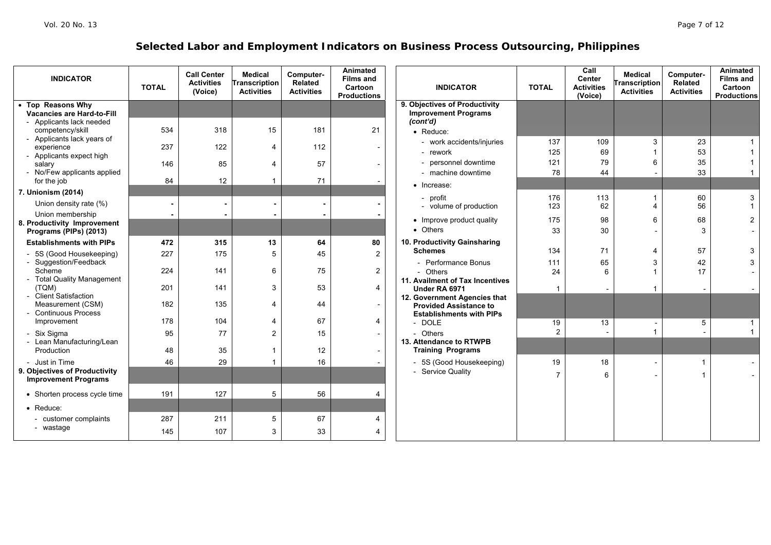# Selected Labor and Employment Indicators on Business Process Outsourcing, Philippines

| INDICATOR | TOTAL | Call Center Activities (Voice) | Medical Transcription Activities | Computer-Related Activities | Animated Films and Cartoon Productions |
|---|---|---|---|---|---|
| • **Top Reasons Why Vacancies are Hard-to-Fill** | | | | | |
| - Applicants lack needed competency/skill | 534 | 318 | 15 | 181 | 21 |
| - Applicants lack years of experience | 237 | 122 | 4 | 112 | - |
| - Applicants expect high salary | 146 | 85 | 4 | 57 | - |
| - No/Few applicants applied for the job | 84 | 12 | 1 | 71 | - |
| **7. Unionism (2014)** | | | | | |
| Union density rate (%) | - | - | - | - | - |
| Union membership | - | - | - | - | - |
| **8. Productivity Improvement Programs (PIPs) (2013)** | | | | | |
| **Establishments with PIPs** | **472** | **315** | **13** | **64** | **80** |
| - 5S (Good Housekeeping) | 227 | 175 | 5 | 45 | 2 |
| - Suggestion/Feedback Scheme | 224 | 141 | 6 | 75 | 2 |
| - Total Quality Management (TQM) | 201 | 141 | 3 | 53 | 4 |
| - Client Satisfaction Measurement (CSM) | 182 | 135 | 4 | 44 | - |
| - Continuous Process Improvement | 178 | 104 | 4 | 67 | 4 |
| - Six Sigma | 95 | 77 | 2 | 15 | - |
| - Lean Manufacturing/Lean Production | 48 | 35 | 1 | 12 | - |
| - Just in Time | 46 | 29 | 1 | 16 | - |
| **9. Objectives of Productivity Improvement Programs** | | | | | |
| • Shorten process cycle time | 191 | 127 | 5 | 56 | 4 |
| • Reduce: | | | | | |
| - customer complaints | 287 | 211 | 5 | 67 | 4 |
| - wastage | 145 | 107 | 3 | 33 | 4 |
| **9. Objectives of Productivity Improvement Programs *(cont'd)*** | | | | | |
| • Reduce: | | | | | |
| - work accidents/injuries | 137 | 109 | 3 | 23 | 1 |
| - rework | 125 | 69 | 1 | 53 | 1 |
| - personnel downtime | 121 | 79 | 6 | 35 | 1 |
| - machine downtime | 78 | 44 | - | 33 | 1 |
| • Increase: | | | | | |
| - profit | 176 | 113 | 1 | 60 | 3 |
| - volume of production | 123 | 62 | 4 | 56 | 1 |
| • Improve product quality | 175 | 98 | 6 | 68 | 2 |
| • Others | 33 | 30 | - | 3 | - |
| **10. Productivity Gainsharing Schemes** | 134 | 71 | 4 | 57 | 3 |
| - Performance Bonus | 111 | 65 | 3 | 42 | 3 |
| - Others | 24 | 6 | 1 | 17 | - |
| **11. Availment of Tax Incentives Under RA 6971** | 1 | - | 1 | - | - |
| **12. Government Agencies that Provided Assistance to Establishments with PIPs** | | | | | |
| - DOLE | 19 | 13 | - | 5 | 1 |
| - Others | 2 | - | 1 | - | 1 |
| **13. Attendance to RTWPB Training Programs** | | | | | |
| - 5S (Good Housekeeping) | 19 | 18 | - | 1 | - |
| - Service Quality | 7 | 6 | - | 1 | - |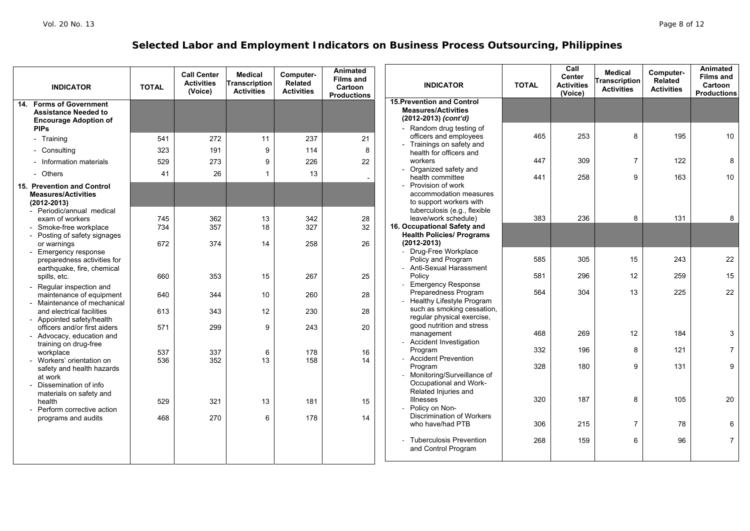# Selected Labor and Employment Indicators on Business Process Outsourcing, Philippines

| INDICATOR | TOTAL | Call Center Activities (Voice) | Medical Transcription Activities | Computer-Related Activities | Animated Films and Cartoon Productions |
|---|---|---|---|---|---|
| **14. Forms of Government Assistance Needed to Encourage Adoption of PIPs** | | | | | |
| - Training | 541 | 272 | 11 | 237 | 21 |
| - Consulting | 323 | 191 | 9 | 114 | 8 |
| - Information materials | 529 | 273 | 9 | 226 | 22 |
| - Others | 41 | 26 | 1 | 13 | - |
| **15. Prevention and Control Measures/Activities (2012-2013)** | | | | | |
| - Periodic/annual medical exam of workers | 745 | 362 | 13 | 342 | 28 |
| - Smoke-free workplace | 734 | 357 | 18 | 327 | 32 |
| - Posting of safety signages or warnings | 672 | 374 | 14 | 258 | 26 |
| - Emergency response preparedness activities for earthquake, fire, chemical spills, etc. | 660 | 353 | 15 | 267 | 25 |
| - Regular inspection and maintenance of equipment | 640 | 344 | 10 | 260 | 28 |
| - Maintenance of mechanical and electrical facilities | 613 | 343 | 12 | 230 | 28 |
| - Appointed safety/health officers and/or first aiders | 571 | 299 | 9 | 243 | 20 |
| - Advocacy, education and training on drug-free workplace | 537 | 337 | 6 | 178 | 16 |
| - Workers' orientation on safety and health hazards at work | 536 | 352 | 13 | 158 | 14 |
| - Dissemination of info materials on safety and health | 529 | 321 | 13 | 181 | 15 |
| - Perform corrective action programs and audits | 468 | 270 | 6 | 178 | 14 |
| **15. Prevention and Control Measures/Activities (2012-2013) *(cont'd)*** | | | | | |
| - Random drug testing of officers and employees | 465 | 253 | 8 | 195 | 10 |
| - Trainings on safety and health for officers and workers | 447 | 309 | 7 | 122 | 8 |
| - Organized safety and health committee | 441 | 258 | 9 | 163 | 10 |
| - Provision of work accommodation measures to support workers with tuberculosis (e.g., flexible leave/work schedule) | 383 | 236 | 8 | 131 | 8 |
| **16. Occupational Safety and Health Policies/ Programs (2012-2013)** | | | | | |
| - Drug-Free Workplace Policy and Program | 585 | 305 | 15 | 243 | 22 |
| - Anti-Sexual Harassment Policy | 581 | 296 | 12 | 259 | 15 |
| - Emergency Response Preparedness Program | 564 | 304 | 13 | 225 | 22 |
| - Healthy Lifestyle Program such as smoking cessation, regular physical exercise, good nutrition and stress management | 468 | 269 | 12 | 184 | 3 |
| - Accident Investigation Program | 332 | 196 | 8 | 121 | 7 |
| - Accident Prevention Program | 328 | 180 | 9 | 131 | 9 |
| - Monitoring/Surveillance of Occupational and Work-Related Injuries and Illnesses | 320 | 187 | 8 | 105 | 20 |
| - Policy on Non-Discrimination of Workers who have/had PTB | 306 | 215 | 7 | 78 | 6 |
| - Tuberculosis Prevention and Control Program | 268 | 159 | 6 | 96 | 7 |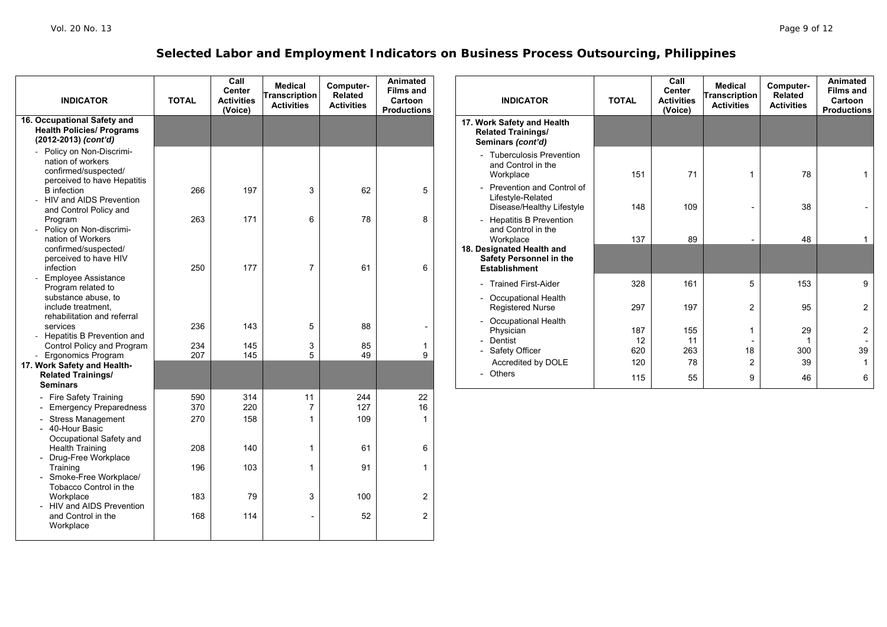# Selected Labor and Employment Indicators on Business Process Outsourcing, Philippines

| INDICATOR | TOTAL | Call Center Activities (Voice) | Medical Transcription Activities | Computer-Related Activities | Animated Films and Cartoon Productions |
|---|---|---|---|---|---|
| **16. Occupational Safety and Health Policies/ Programs (2012-2013) *(cont'd)*** | | | | | |
| - Policy on Non-Discrimination of workers confirmed/suspected/ perceived to have Hepatitis B infection | 266 | 197 | 3 | 62 | 5 |
| - HIV and AIDS Prevention and Control Policy and Program | 263 | 171 | 6 | 78 | 8 |
| - Policy on Non-discrimination of Workers confirmed/suspected/ perceived to have HIV infection | 250 | 177 | 7 | 61 | 6 |
| - Employee Assistance Program related to substance abuse, to include treatment, rehabilitation and referral services | 236 | 143 | 5 | 88 | - |
| - Hepatitis B Prevention and Control Policy and Program | 234 | 145 | 3 | 85 | 1 |
| - Ergonomics Program | 207 | 145 | 5 | 49 | 9 |
| **17. Work Safety and Health-Related Trainings/ Seminars** | | | | | |
| - Fire Safety Training | 590 | 314 | 11 | 244 | 22 |
| - Emergency Preparedness | 370 | 220 | 7 | 127 | 16 |
| - Stress Management | 270 | 158 | 1 | 109 | 1 |
| - 40-Hour Basic Occupational Safety and Health Training | 208 | 140 | 1 | 61 | 6 |
| - Drug-Free Workplace Training | 196 | 103 | 1 | 91 | 1 |
| - Smoke-Free Workplace/ Tobacco Control in the Workplace | 183 | 79 | 3 | 100 | 2 |
| - HIV and AIDS Prevention and Control in the Workplace | 168 | 114 | - | 52 | 2 |
| **17. Work Safety and Health Related Trainings/ Seminars *(cont'd)*** | | | | | |
| - Tuberculosis Prevention and Control in the Workplace | 151 | 71 | 1 | 78 | 1 |
| - Prevention and Control of Lifestyle-Related Disease/Healthy Lifestyle | 148 | 109 | - | 38 | - |
| - Hepatitis B Prevention and Control in the Workplace | 137 | 89 | - | 48 | 1 |
| **18. Designated Health and Safety Personnel in the Establishment** | | | | | |
| - Trained First-Aider | 328 | 161 | 5 | 153 | 9 |
| - Occupational Health Registered Nurse | 297 | 197 | 2 | 95 | 2 |
| - Occupational Health Physician | 187 | 155 | 1 | 29 | 2 |
| - Dentist | 12 | 11 | - | 1 | - |
| - Safety Officer | 620 | 263 | 18 | 300 | 39 |
| Accredited by DOLE | 120 | 78 | 2 | 39 | 1 |
| - Others | 115 | 55 | 9 | 46 | 6 |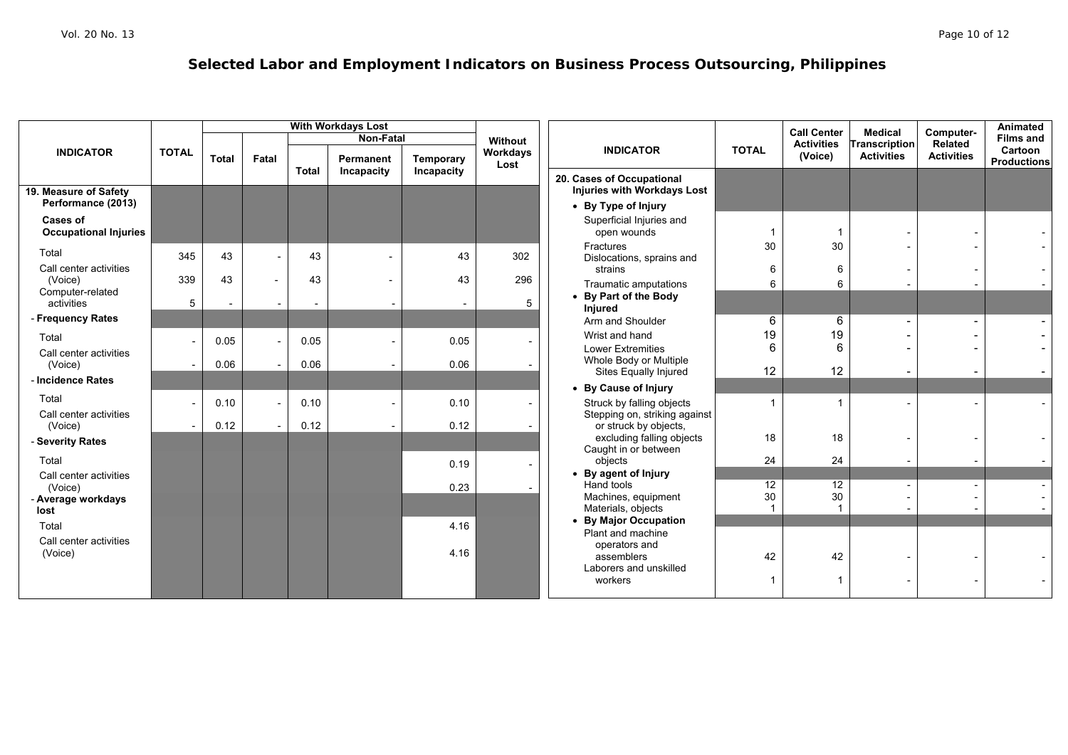# Selected Labor and Employment Indicators on Business Process Outsourcing, Philippines

| INDICATOR | TOTAL | With Workdays Lost | | | | | Without Workdays Lost |
|---|---|---|---|---|---|---|---|
| | | Total | Fatal | Non-Fatal | | | |
| | | | | Total | Permanent Incapacity | Temporary Incapacity | |
| **19. Measure of Safety Performance (2013)** | | | | | | | |
| **Cases of Occupational Injuries** | | | | | | | |
| Total | 345 | 43 | - | 43 | - | 43 | 302 |
| Call center activities (Voice) | 339 | 43 | - | 43 | - | 43 | 296 |
| Computer-related activities | 5 | - | - | - | - | - | 5 |
| **- Frequency Rates** | | | | | | | |
| Total | - | 0.05 | - | 0.05 | - | 0.05 | - |
| Call center activities (Voice) | - | 0.06 | - | 0.06 | - | 0.06 | - |
| **- Incidence Rates** | | | | | | | |
| Total | - | 0.10 | - | 0.10 | - | 0.10 | - |
| Call center activities (Voice) | - | 0.12 | - | 0.12 | - | 0.12 | - |
| **- Severity Rates** | | | | | | | |
| Total | | | | | | 0.19 | - |
| Call center activities (Voice) | | | | | | 0.23 | - |
| **- Average workdays lost** | | | | | | | |
| Total | | | | | | 4.16 | |
| Call center activities (Voice) | | | | | | 4.16 | |

| INDICATOR | TOTAL | Call Center Activities (Voice) | Medical Transcription Activities | Computer-Related Activities | Animated Films and Cartoon Productions |
|---|---|---|---|---|---|
| **20. Cases of Occupational Injuries with Workdays Lost** | | | | | |
| **• By Type of Injury** | | | | | |
| Superficial Injuries and open wounds | 1 | 1 | - | - | - |
| Fractures | 30 | 30 | - | - | - |
| Dislocations, sprains and strains | 6 | 6 | - | - | - |
| Traumatic amputations | 6 | 6 | - | - | - |
| **• By Part of the Body Injured** | | | | | |
| Arm and Shoulder | 6 | 6 | - | - | - |
| Wrist and hand | 19 | 19 | - | - | - |
| Lower Extremities | 6 | 6 | - | - | - |
| Whole Body or Multiple Sites Equally Injured | 12 | 12 | - | - | - |
| **• By Cause of Injury** | | | | | |
| Struck by falling objects | 1 | 1 | - | - | - |
| Stepping on, striking against or struck by objects, excluding falling objects | 18 | 18 | - | - | - |
| Caught in or between objects | 24 | 24 | - | - | - |
| **• By agent of Injury** | | | | | |
| Hand tools | 12 | 12 | - | - | - |
| Machines, equipment | 30 | 30 | - | - | - |
| Materials, objects | 1 | 1 | - | - | - |
| **• By Major Occupation** | | | | | |
| Plant and machine operators and assemblers | 42 | 42 | - | - | - |
| Laborers and unskilled workers | 1 | 1 | - | - | - |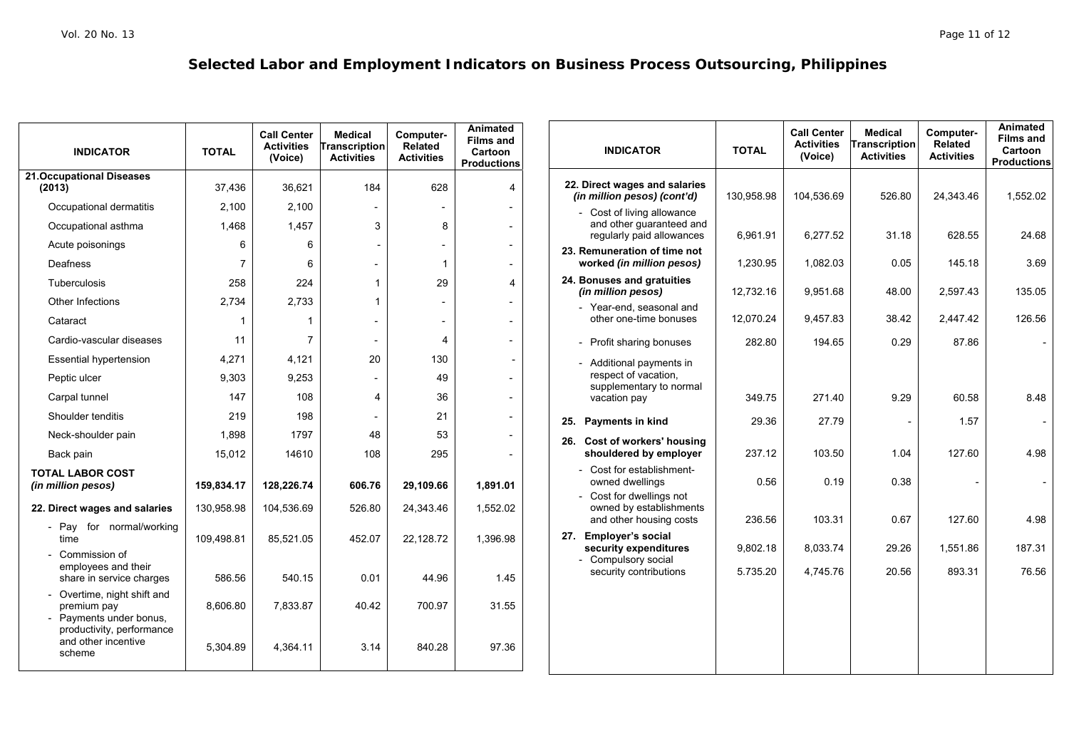# Selected Labor and Employment Indicators on Business Process Outsourcing, Philippines

| INDICATOR | TOTAL | Call Center Activities (Voice) | Medical Transcription Activities | Computer-Related Activities | Animated Films and Cartoon Productions |
|---|---|---|---|---|---|
| **21.Occupational Diseases (2013)** | 37,436 | 36,621 | 184 | 628 | 4 |
| Occupational dermatitis | 2,100 | 2,100 | - | - | - |
| Occupational asthma | 1,468 | 1,457 | 3 | 8 | - |
| Acute poisonings | 6 | 6 | - | - | - |
| Deafness | 7 | 6 | - | 1 | - |
| Tuberculosis | 258 | 224 | 1 | 29 | 4 |
| Other Infections | 2,734 | 2,733 | 1 | - | - |
| Cataract | 1 | 1 | - | - | - |
| Cardio-vascular diseases | 11 | 7 | - | 4 | - |
| Essential hypertension | 4,271 | 4,121 | 20 | 130 | - |
| Peptic ulcer | 9,303 | 9,253 | - | 49 | - |
| Carpal tunnel | 147 | 108 | 4 | 36 | - |
| Shoulder tenditis | 219 | 198 | - | 21 | - |
| Neck-shoulder pain | 1,898 | 1797 | 48 | 53 | - |
| Back pain | 15,012 | 14610 | 108 | 295 | - |
| **TOTAL LABOR COST *(in million pesos)*** | **159,834.17** | **128,226.74** | **606.76** | **29,109.66** | **1,891.01** |
| **22. Direct wages and salaries** | 130,958.98 | 104,536.69 | 526.80 | 24,343.46 | 1,552.02 |
| - Pay for normal/working time | 109,498.81 | 85,521.05 | 452.07 | 22,128.72 | 1,396.98 |
| - Commission of employees and their share in service charges | 586.56 | 540.15 | 0.01 | 44.96 | 1.45 |
| - Overtime, night shift and premium pay | 8,606.80 | 7,833.87 | 40.42 | 700.97 | 31.55 |
| - Payments under bonus, productivity, performance and other incentive scheme | 5,304.89 | 4,364.11 | 3.14 | 840.28 | 97.36 |

| INDICATOR | TOTAL | Call Center Activities (Voice) | Medical Transcription Activities | Computer-Related Activities | Animated Films and Cartoon Productions |
|---|---|---|---|---|---|
| **22. Direct wages and salaries *(in million pesos) (cont'd)*** | 130,958.98 | 104,536.69 | 526.80 | 24,343.46 | 1,552.02 |
| - Cost of living allowance and other guaranteed and regularly paid allowances | 6,961.91 | 6,277.52 | 31.18 | 628.55 | 24.68 |
| **23. Remuneration of time not worked *(in million pesos)*** | 1,230.95 | 1,082.03 | 0.05 | 145.18 | 3.69 |
| **24. Bonuses and gratuities *(in million pesos)*** | 12,732.16 | 9,951.68 | 48.00 | 2,597.43 | 135.05 |
| - Year-end, seasonal and other one-time bonuses | 12,070.24 | 9,457.83 | 38.42 | 2,447.42 | 126.56 |
| - Profit sharing bonuses | 282.80 | 194.65 | 0.29 | 87.86 | - |
| - Additional payments in respect of vacation, supplementary to normal vacation pay | 349.75 | 271.40 | 9.29 | 60.58 | 8.48 |
| **25. Payments in kind** | 29.36 | 27.79 | - | 1.57 | - |
| **26. Cost of workers' housing shouldered by employer** | 237.12 | 103.50 | 1.04 | 127.60 | 4.98 |
| - Cost for establishment-owned dwellings | 0.56 | 0.19 | 0.38 | - | - |
| - Cost for dwellings not owned by establishments and other housing costs | 236.56 | 103.31 | 0.67 | 127.60 | 4.98 |
| **27. Employer's social security expenditures** | 9,802.18 | 8,033.74 | 29.26 | 1,551.86 | 187.31 |
| - Compulsory social security contributions | 5.735.20 | 4,745.76 | 20.56 | 893.31 | 76.56 |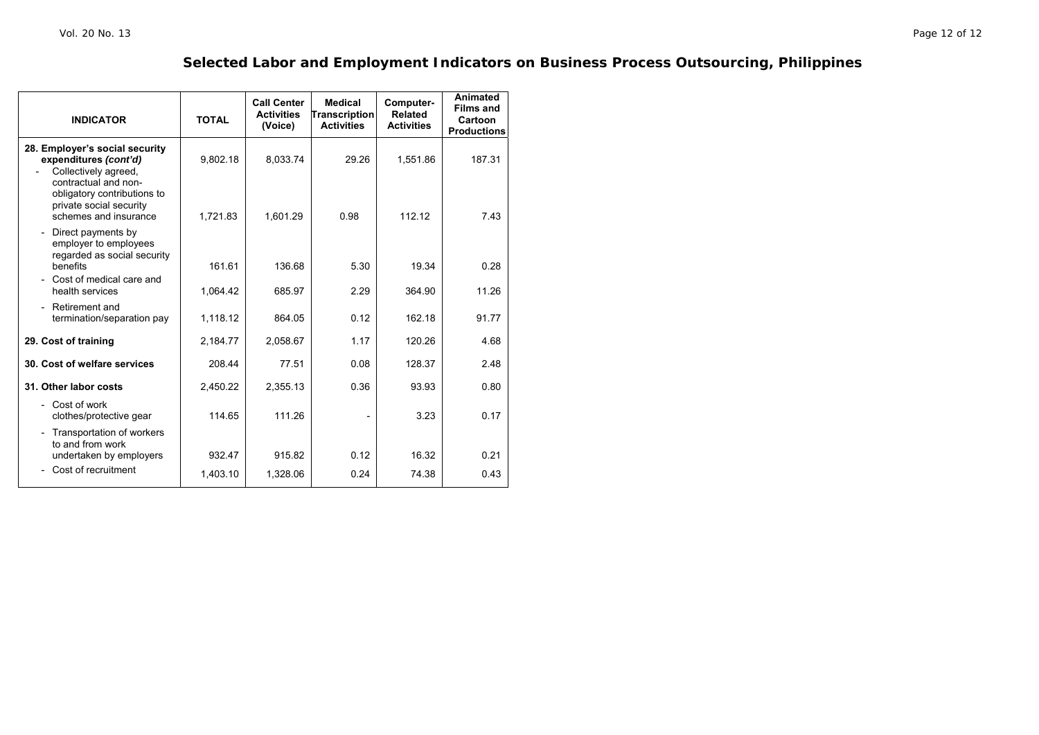# Selected Labor and Employment Indicators on Business Process Outsourcing, Philippines

| INDICATOR | TOTAL | Call Center Activities (Voice) | Medical Transcription Activities | Computer-Related Activities | Animated Films and Cartoon Productions |
|---|---|---|---|---|---|
| **28. Employer's social security expenditures *(cont'd)*** | 9,802.18 | 8,033.74 | 29.26 | 1,551.86 | 187.31 |
| - Collectively agreed, contractual and non-obligatory contributions to private social security schemes and insurance | 1,721.83 | 1,601.29 | 0.98 | 112.12 | 7.43 |
| - Direct payments by employer to employees regarded as social security benefits | 161.61 | 136.68 | 5.30 | 19.34 | 0.28 |
| - Cost of medical care and health services | 1,064.42 | 685.97 | 2.29 | 364.90 | 11.26 |
| - Retirement and termination/separation pay | 1,118.12 | 864.05 | 0.12 | 162.18 | 91.77 |
| **29. Cost of training** | 2,184.77 | 2,058.67 | 1.17 | 120.26 | 4.68 |
| **30. Cost of welfare services** | 208.44 | 77.51 | 0.08 | 128.37 | 2.48 |
| **31. Other labor costs** | 2,450.22 | 2,355.13 | 0.36 | 93.93 | 0.80 |
| - Cost of work clothes/protective gear | 114.65 | 111.26 | - | 3.23 | 0.17 |
| - Transportation of workers to and from work undertaken by employers | 932.47 | 915.82 | 0.12 | 16.32 | 0.21 |
| - Cost of recruitment | 1,403.10 | 1,328.06 | 0.24 | 74.38 | 0.43 |